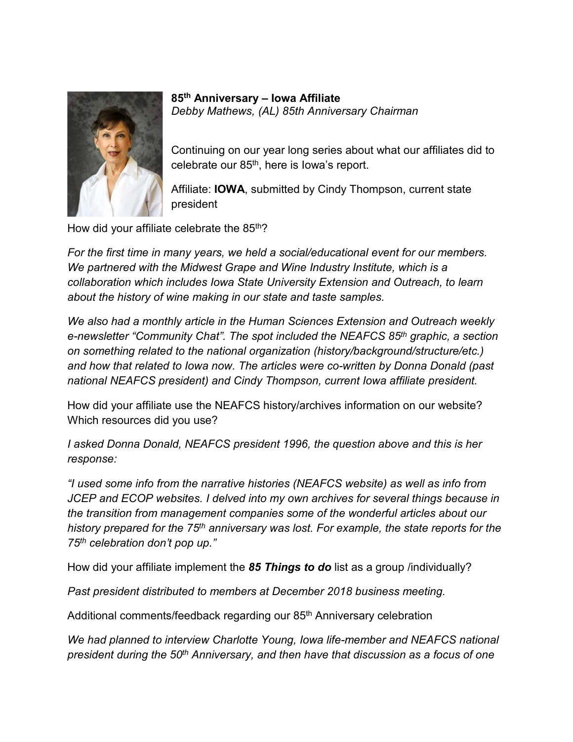**85th Anniversary – Iowa Affiliate**
*Debby Mathews, (AL) 85th Anniversary Chairman*

Continuing on our year long series about what our affiliates did to celebrate our 85th, here is Iowa's report.

Affiliate: **IOWA**, submitted by Cindy Thompson, current state president

How did your affiliate celebrate the 85th?

*For the first time in many years, we held a social/educational event for our members. We partnered with the Midwest Grape and Wine Industry Institute, which is a collaboration which includes Iowa State University Extension and Outreach, to learn about the history of wine making in our state and taste samples.*

*We also had a monthly article in the Human Sciences Extension and Outreach weekly e-newsletter "Community Chat". The spot included the NEAFCS 85th graphic, a section on something related to the national organization (history/background/structure/etc.) and how that related to Iowa now. The articles were co-written by Donna Donald (past national NEAFCS president) and Cindy Thompson, current Iowa affiliate president.*

How did your affiliate use the NEAFCS history/archives information on our website? Which resources did you use?

*I asked Donna Donald, NEAFCS president 1996, the question above and this is her response:*

*"I used some info from the narrative histories (NEAFCS website) as well as info from JCEP and ECOP websites. I delved into my own archives for several things because in the transition from management companies some of the wonderful articles about our history prepared for the 75th anniversary was lost. For example, the state reports for the 75th celebration don't pop up."*

How did your affiliate implement the ***85 Things to do*** list as a group /individually?

*Past president distributed to members at December 2018 business meeting.*

Additional comments/feedback regarding our 85th Anniversary celebration

*We had planned to interview Charlotte Young, Iowa life-member and NEAFCS national president during the 50th Anniversary, and then have that discussion as a focus of one*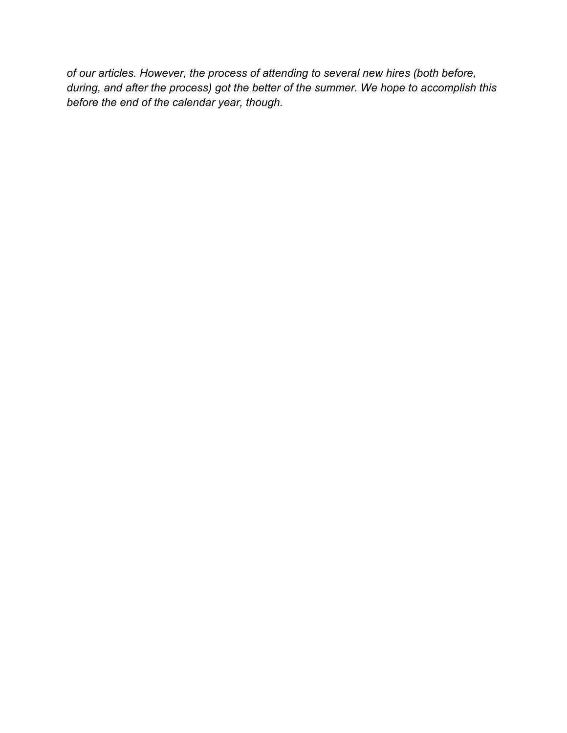*of our articles. However, the process of attending to several new hires (both before, during, and after the process) got the better of the summer. We hope to accomplish this before the end of the calendar year, though.*